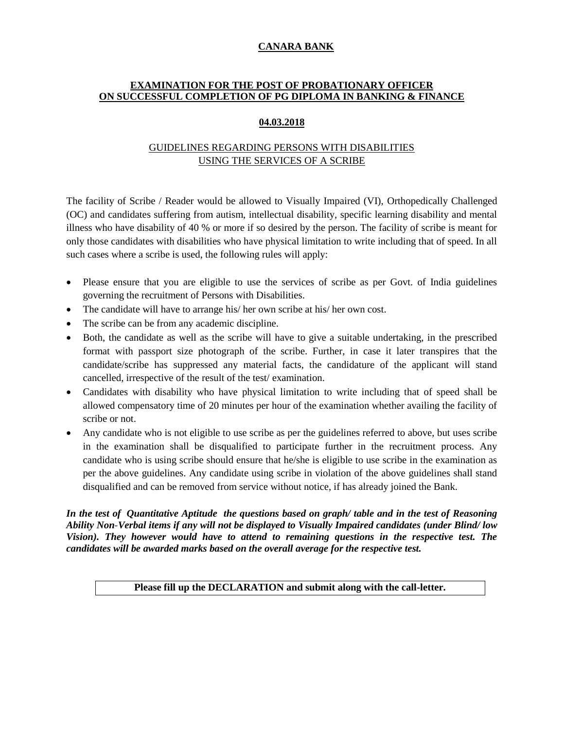# CANARA BANK

## EXAMINATION FOR THE POST OF PROBATIONARY OFFICER ON SUCCESSFUL COMPLETION OF PG DIPLOMA IN BANKING & FINANCE

**04.03.2018**

### GUIDELINES REGARDING PERSONS WITH DISABILITIES USING THE SERVICES OF A SCRIBE

The facility of Scribe / Reader would be allowed to Visually Impaired (VI), Orthopedically Challenged (OC) and candidates suffering from autism, intellectual disability, specific learning disability and mental illness who have disability of 40 % or more if so desired by the person. The facility of scribe is meant for only those candidates with disabilities who have physical limitation to write including that of speed. In all such cases where a scribe is used, the following rules will apply:

- Please ensure that you are eligible to use the services of scribe as per Govt. of India guidelines governing the recruitment of Persons with Disabilities.
- The candidate will have to arrange his/ her own scribe at his/ her own cost.
- The scribe can be from any academic discipline.
- Both, the candidate as well as the scribe will have to give a suitable undertaking, in the prescribed format with passport size photograph of the scribe. Further, in case it later transpires that the candidate/scribe has suppressed any material facts, the candidature of the applicant will stand cancelled, irrespective of the result of the test/ examination.
- Candidates with disability who have physical limitation to write including that of speed shall be allowed compensatory time of 20 minutes per hour of the examination whether availing the facility of scribe or not.
- Any candidate who is not eligible to use scribe as per the guidelines referred to above, but uses scribe in the examination shall be disqualified to participate further in the recruitment process. Any candidate who is using scribe should ensure that he/she is eligible to use scribe in the examination as per the above guidelines. Any candidate using scribe in violation of the above guidelines shall stand disqualified and can be removed from service without notice, if has already joined the Bank.

***In the test of Quantitative Aptitude the questions based on graph/ table and in the test of Reasoning Ability Non-Verbal items if any will not be displayed to Visually Impaired candidates (under Blind/ low Vision). They however would have to attend to remaining questions in the respective test. The candidates will be awarded marks based on the overall average for the respective test.***

**Please fill up the DECLARATION and submit along with the call-letter.**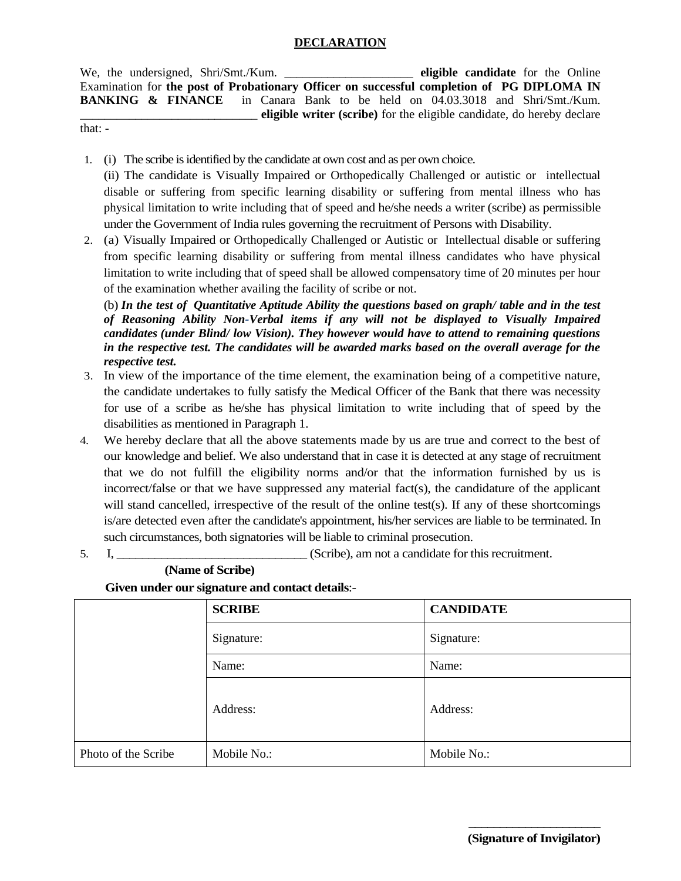**DECLARATION**

We, the undersigned, Shri/Smt./Kum. _____________________ **eligible candidate** for the Online Examination for **the post of Probationary Officer on successful completion of PG DIPLOMA IN BANKING & FINANCE** in Canara Bank to be held on 04.03.3018 and Shri/Smt./Kum. ____________________________ **eligible writer (scribe)** for the eligible candidate, do hereby declare that: -

1. (i) The scribe is identified by the candidate at own cost and as per own choice.

   (ii) The candidate is Visually Impaired or Orthopedically Challenged or autistic or intellectual disable or suffering from specific learning disability or suffering from mental illness who has physical limitation to write including that of speed and he/she needs a writer (scribe) as permissible under the Government of India rules governing the recruitment of Persons with Disability.

2. (a) Visually Impaired or Orthopedically Challenged or Autistic or Intellectual disable or suffering from specific learning disability or suffering from mental illness candidates who have physical limitation to write including that of speed shall be allowed compensatory time of 20 minutes per hour of the examination whether availing the facility of scribe or not.

   (b) ***In the test of Quantitative Aptitude Ability the questions based on graph/ table and in the test of Reasoning Ability Non-Verbal items if any will not be displayed to Visually Impaired candidates (under Blind/ low Vision). They however would have to attend to remaining questions in the respective test. The candidates will be awarded marks based on the overall average for the respective test.***

3. In view of the importance of the time element, the examination being of a competitive nature, the candidate undertakes to fully satisfy the Medical Officer of the Bank that there was necessity for use of a scribe as he/she has physical limitation to write including that of speed by the disabilities as mentioned in Paragraph 1.

4. We hereby declare that all the above statements made by us are true and correct to the best of our knowledge and belief. We also understand that in case it is detected at any stage of recruitment that we do not fulfill the eligibility norms and/or that the information furnished by us is incorrect/false or that we have suppressed any material fact(s), the candidature of the applicant will stand cancelled, irrespective of the result of the online test(s). If any of these shortcomings is/are detected even after the candidate's appointment, his/her services are liable to be terminated. In such circumstances, both signatories will be liable to criminal prosecution.

5. I, ______________________________ (Scribe), am not a candidate for this recruitment.

   **(Name of Scribe)**

**Given under our signature and contact details**:-

| | **SCRIBE** | **CANDIDATE** |
|---|---|---|
| | Signature: | Signature: |
| | Name: | Name: |
| | Address: | Address: |
| Photo of the Scribe | Mobile No.: | Mobile No.: |

______________________

**(Signature of Invigilator)**